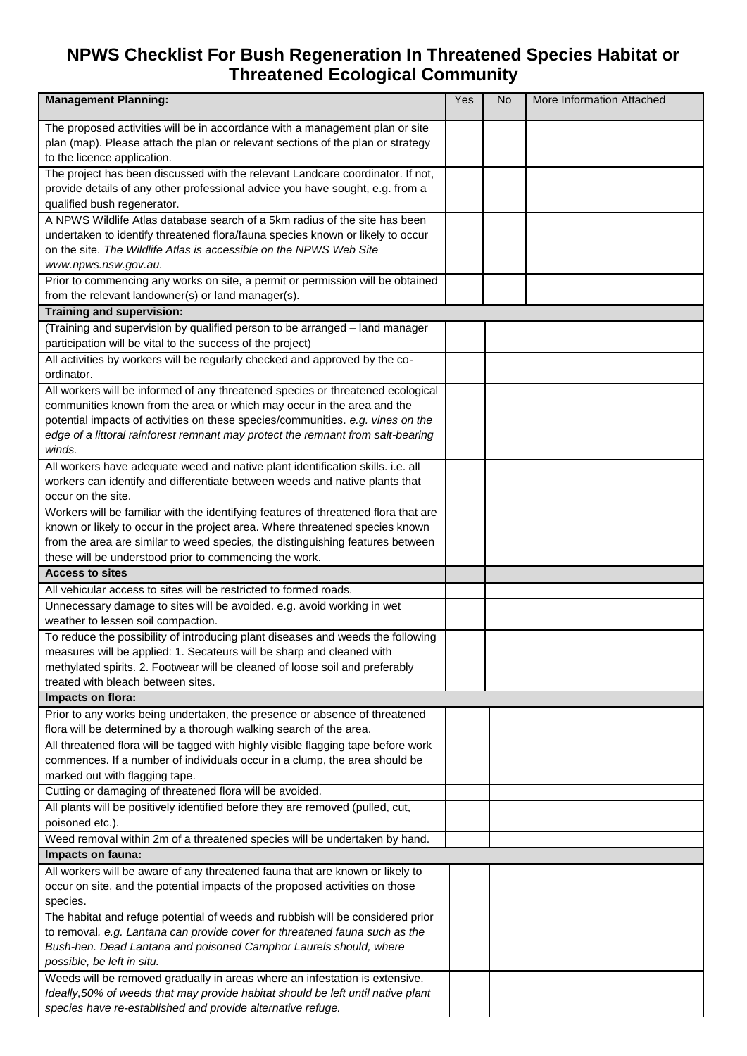# NPWS Checklist For Bush Regeneration In Threatened Species Habitat or Threatened Ecological Community

| **Management Planning:** | Yes | No | More Information Attached |
|---|---|---|---|
| The proposed activities will be in accordance with a management plan or site plan (map). Please attach the plan or relevant sections of the plan or strategy to the licence application. | | | |
| The project has been discussed with the relevant Landcare coordinator. If not, provide details of any other professional advice you have sought, e.g. from a qualified bush regenerator. | | | |
| A NPWS Wildlife Atlas database search of a 5km radius of the site has been undertaken to identify threatened flora/fauna species known or likely to occur on the site. *The Wildlife Atlas is accessible on the NPWS Web Site www.npws.nsw.gov.au.* | | | |
| Prior to commencing any works on site, a permit or permission will be obtained from the relevant landowner(s) or land manager(s). | | | |
| **Training and supervision:** | | | |
| (Training and supervision by qualified person to be arranged – land manager participation will be vital to the success of the project) | | | |
| All activities by workers will be regularly checked and approved by the co-ordinator. | | | |
| All workers will be informed of any threatened species or threatened ecological communities known from the area or which may occur in the area and the potential impacts of activities on these species/communities. *e.g. vines on the edge of a littoral rainforest remnant may protect the remnant from salt-bearing winds.* | | | |
| All workers have adequate weed and native plant identification skills. i.e. all workers can identify and differentiate between weeds and native plants that occur on the site. | | | |
| Workers will be familiar with the identifying features of threatened flora that are known or likely to occur in the project area. Where threatened species known from the area are similar to weed species, the distinguishing features between these will be understood prior to commencing the work. | | | |
| **Access to sites** | | | |
| All vehicular access to sites will be restricted to formed roads. | | | |
| Unnecessary damage to sites will be avoided. e.g. avoid working in wet weather to lessen soil compaction. | | | |
| To reduce the possibility of introducing plant diseases and weeds the following measures will be applied: 1. Secateurs will be sharp and cleaned with methylated spirits. 2. Footwear will be cleaned of loose soil and preferably treated with bleach between sites. | | | |
| **Impacts on flora:** | | | |
| Prior to any works being undertaken, the presence or absence of threatened flora will be determined by a thorough walking search of the area. | | | |
| All threatened flora will be tagged with highly visible flagging tape before work commences. If a number of individuals occur in a clump, the area should be marked out with flagging tape. | | | |
| Cutting or damaging of threatened flora will be avoided. | | | |
| All plants will be positively identified before they are removed (pulled, cut, poisoned etc.). | | | |
| Weed removal within 2m of a threatened species will be undertaken by hand. | | | |
| **Impacts on fauna:** | | | |
| All workers will be aware of any threatened fauna that are known or likely to occur on site, and the potential impacts of the proposed activities on those species. | | | |
| The habitat and refuge potential of weeds and rubbish will be considered prior to removal. *e.g. Lantana can provide cover for threatened fauna such as the Bush-hen. Dead Lantana and poisoned Camphor Laurels should, where possible, be left in situ.* | | | |
| Weeds will be removed gradually in areas where an infestation is extensive. *Ideally,50% of weeds that may provide habitat should be left until native plant species have re-established and provide alternative refuge.* | | | |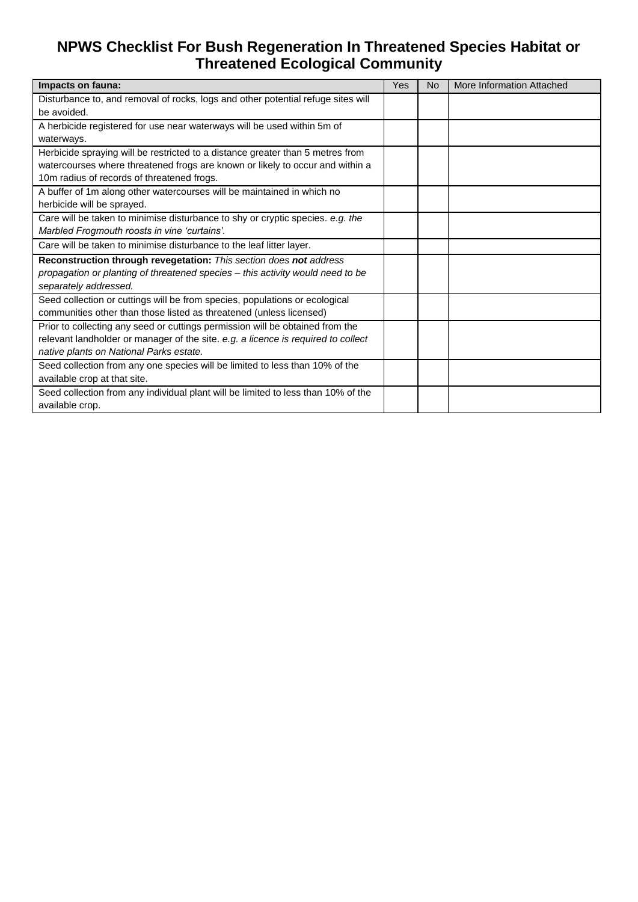# NPWS Checklist For Bush Regeneration In Threatened Species Habitat or Threatened Ecological Community

| **Impacts on fauna:** | Yes | No | More Information Attached |
|---|---|---|---|
| Disturbance to, and removal of rocks, logs and other potential refuge sites will be avoided. | | | |
| A herbicide registered for use near waterways will be used within 5m of waterways. | | | |
| Herbicide spraying will be restricted to a distance greater than 5 metres from watercourses where threatened frogs are known or likely to occur and within a 10m radius of records of threatened frogs. | | | |
| A buffer of 1m along other watercourses will be maintained in which no herbicide will be sprayed. | | | |
| Care will be taken to minimise disturbance to shy or cryptic species. *e.g. the Marbled Frogmouth roosts in vine 'curtains'.* | | | |
| Care will be taken to minimise disturbance to the leaf litter layer. | | | |
| **Reconstruction through revegetation:** *This section does **not** address propagation or planting of threatened species – this activity would need to be separately addressed.* | | | |
| Seed collection or cuttings will be from species, populations or ecological communities other than those listed as threatened (unless licensed) | | | |
| Prior to collecting any seed or cuttings permission will be obtained from the relevant landholder or manager of the site. *e.g. a licence is required to collect native plants on National Parks estate.* | | | |
| Seed collection from any one species will be limited to less than 10% of the available crop at that site. | | | |
| Seed collection from any individual plant will be limited to less than 10% of the available crop. | | | |